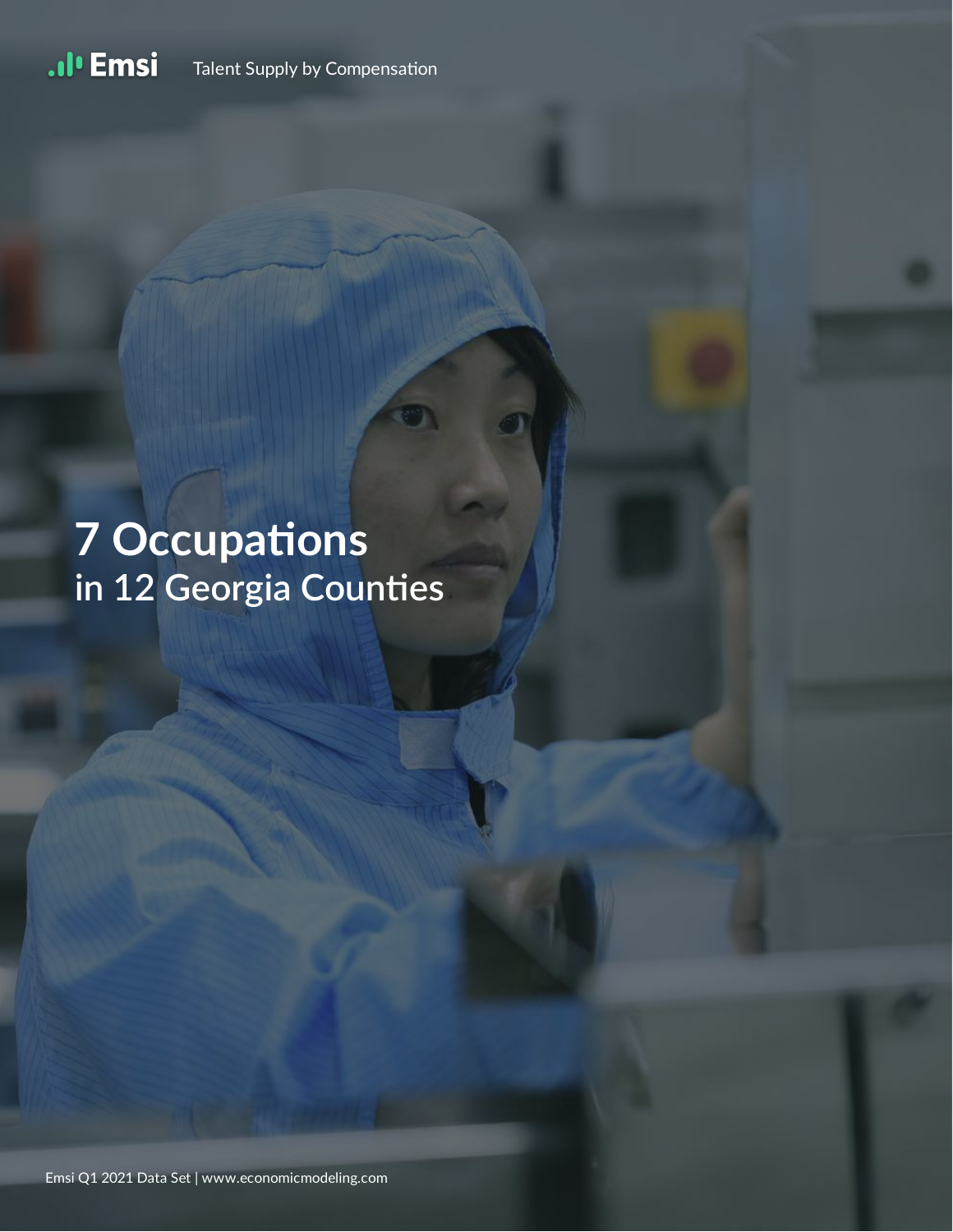Emsi Talent Supply by Compensation

# 7 Occupations
## in 12 Georgia Counties

Emsi Q1 2021 Data Set | www.economicmodeling.com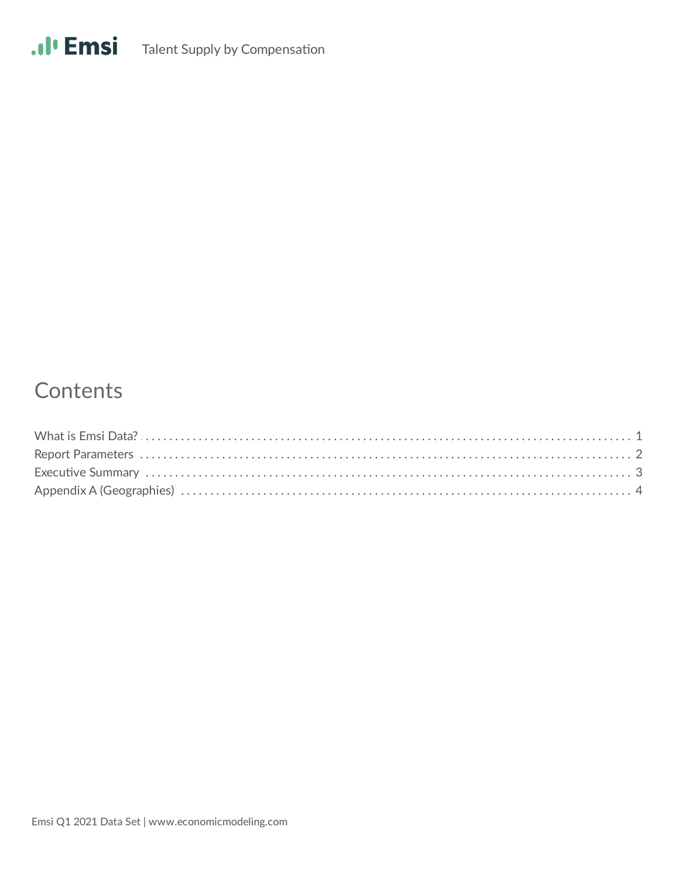# Contents

What is Emsi Data? . . . . . . . . . . . . . . . . . . . . . . . . . . . . . . . . . . . . . . . . 1

Report Parameters . . . . . . . . . . . . . . . . . . . . . . . . . . . . . . . . . . . . . . . . 2

Executive Summary . . . . . . . . . . . . . . . . . . . . . . . . . . . . . . . . . . . . . . . 3

Appendix A (Geographies) . . . . . . . . . . . . . . . . . . . . . . . . . . . . . . . . . . . 4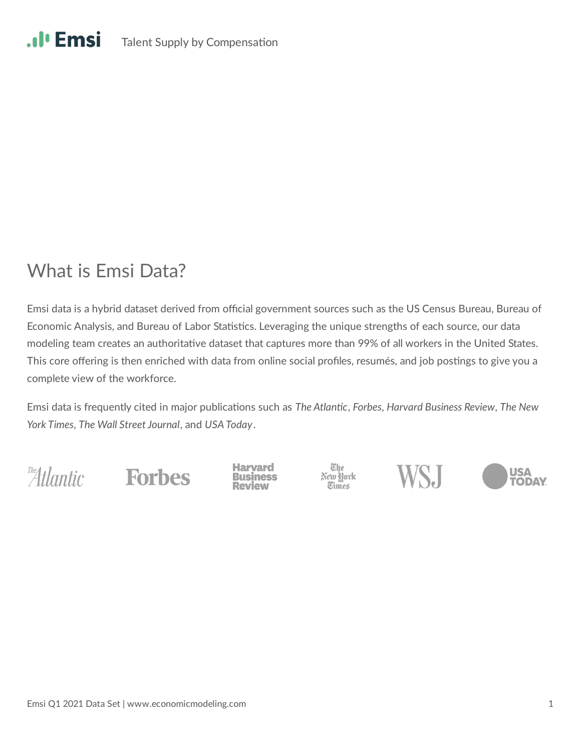## What is Emsi Data?

Emsi data is a hybrid dataset derived from official government sources such as the US Census Bureau, Bureau of Economic Analysis, and Bureau of Labor Statistics. Leveraging the unique strengths of each source, our data modeling team creates an authoritative dataset that captures more than 99% of all workers in the United States. This core offering is then enriched with data from online social profiles, resumés, and job postings to give you a complete view of the workforce.

Emsi data is frequently cited in major publications such as *The Atlantic*, *Forbes*, *Harvard Business Review*, *The New York Times*, *The Wall Street Journal*, and *USA Today*.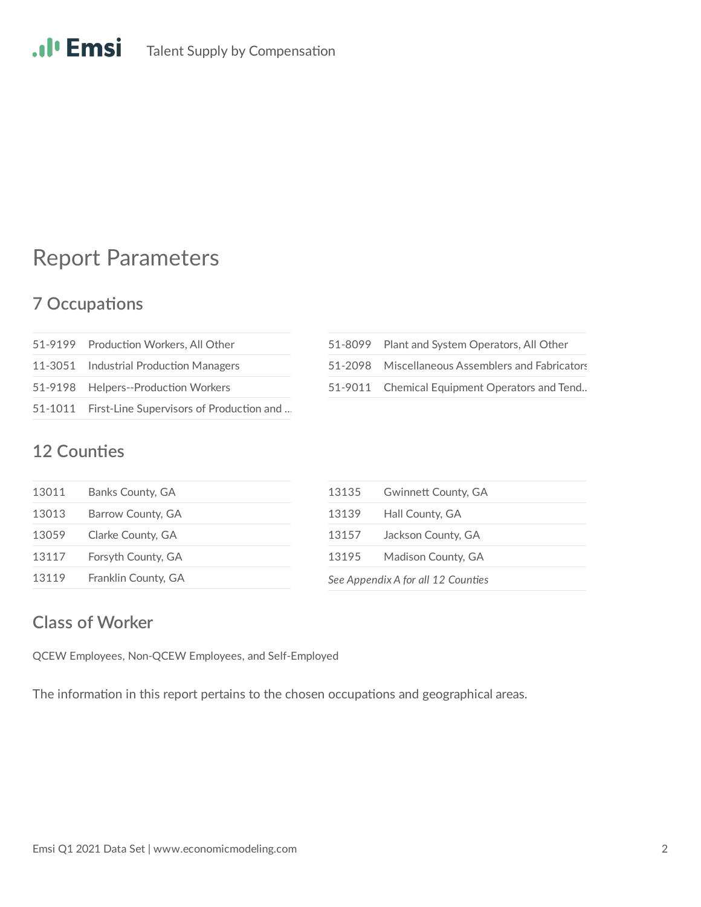# Report Parameters

## 7 Occupations

| | |
|---|---|
| 51-9199 | Production Workers, All Other |
| 11-3051 | Industrial Production Managers |
| 51-9198 | Helpers--Production Workers |
| 51-1011 | First-Line Supervisors of Production and ... |
| 51-8099 | Plant and System Operators, All Other |
| 51-2098 | Miscellaneous Assemblers and Fabricators |
| 51-9011 | Chemical Equipment Operators and Tend.. |

## 12 Counties

| | |
|---|---|
| 13011 | Banks County, GA |
| 13013 | Barrow County, GA |
| 13059 | Clarke County, GA |
| 13117 | Forsyth County, GA |
| 13119 | Franklin County, GA |
| 13135 | Gwinnett County, GA |
| 13139 | Hall County, GA |
| 13157 | Jackson County, GA |
| 13195 | Madison County, GA |

*See Appendix A for all 12 Counties*

## Class of Worker

QCEW Employees, Non-QCEW Employees, and Self-Employed

The information in this report pertains to the chosen occupations and geographical areas.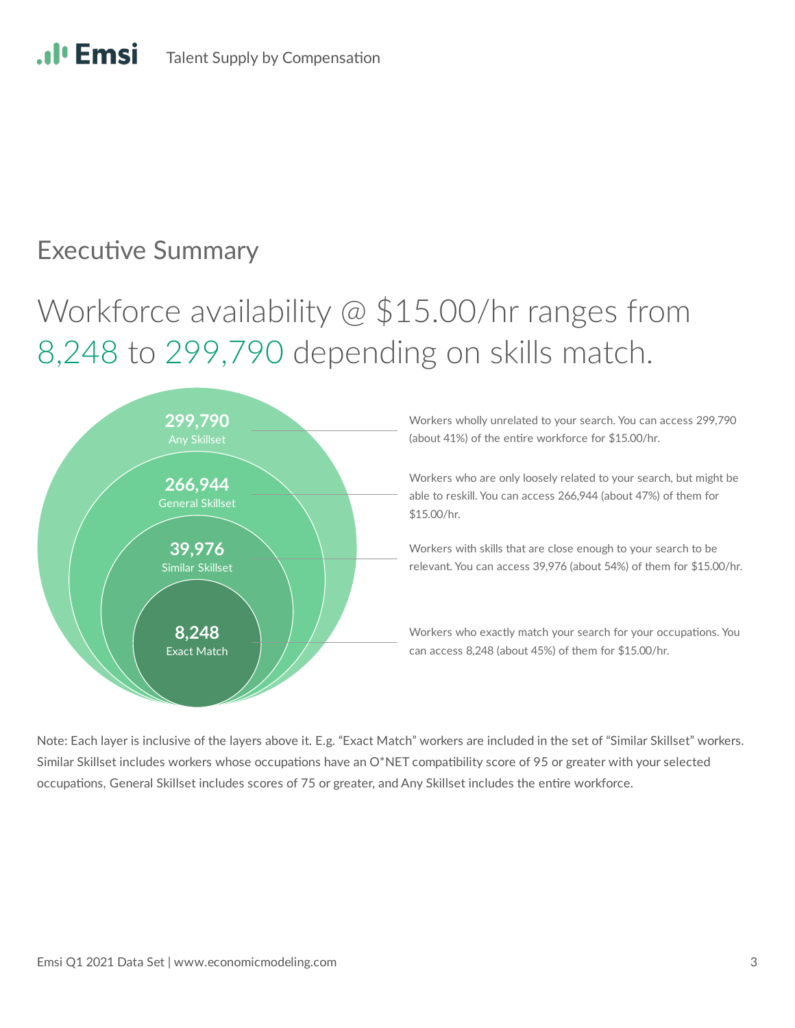## Executive Summary

# Workforce availability @ $15.00/hr ranges from 8,248 to 299,790 depending on skills match.

**299,790**
Any Skillset

**266,944**
General Skillset

**39,976**
Similar Skillset

**8,248**
Exact Match

Workers wholly unrelated to your search. You can access 299,790 (about 41%) of the entire workforce for $15.00/hr.

Workers who are only loosely related to your search, but might be able to reskill. You can access 266,944 (about 47%) of them for $15.00/hr.

Workers with skills that are close enough to your search to be relevant. You can access 39,976 (about 54%) of them for $15.00/hr.

Workers who exactly match your search for your occupations. You can access 8,248 (about 45%) of them for $15.00/hr.

Note: Each layer is inclusive of the layers above it. E.g. “Exact Match” workers are included in the set of “Similar Skillset” workers. Similar Skillset includes workers whose occupations have an O*NET compatibility score of 95 or greater with your selected occupations, General Skillset includes scores of 75 or greater, and Any Skillset includes the entire workforce.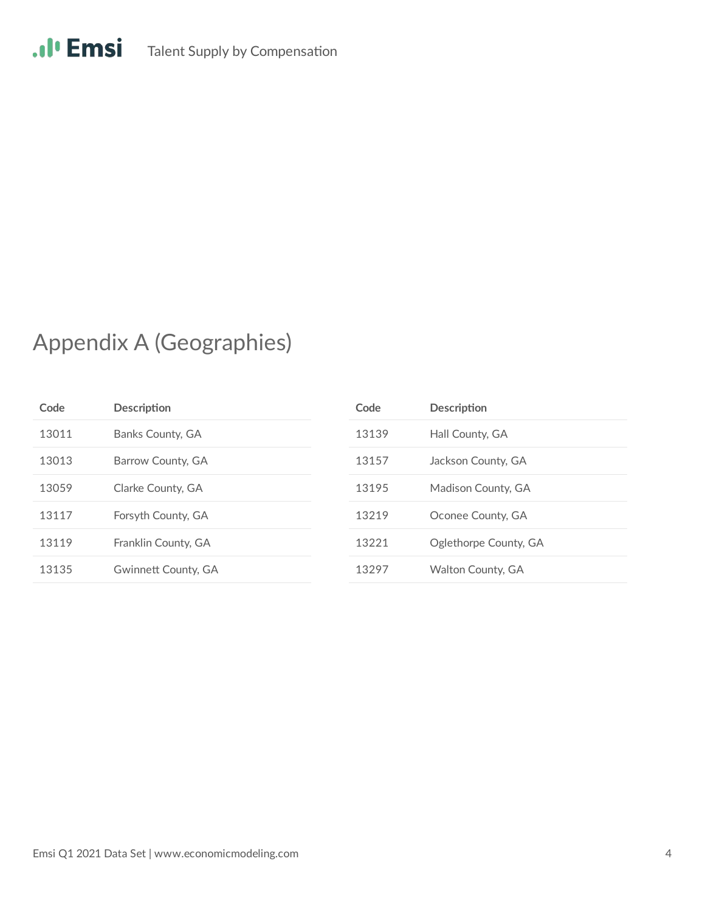# Appendix A (Geographies)

| Code | Description |
|---|---|
| 13011 | Banks County, GA |
| 13013 | Barrow County, GA |
| 13059 | Clarke County, GA |
| 13117 | Forsyth County, GA |
| 13119 | Franklin County, GA |
| 13135 | Gwinnett County, GA |
| 13139 | Hall County, GA |
| 13157 | Jackson County, GA |
| 13195 | Madison County, GA |
| 13219 | Oconee County, GA |
| 13221 | Oglethorpe County, GA |
| 13297 | Walton County, GA |